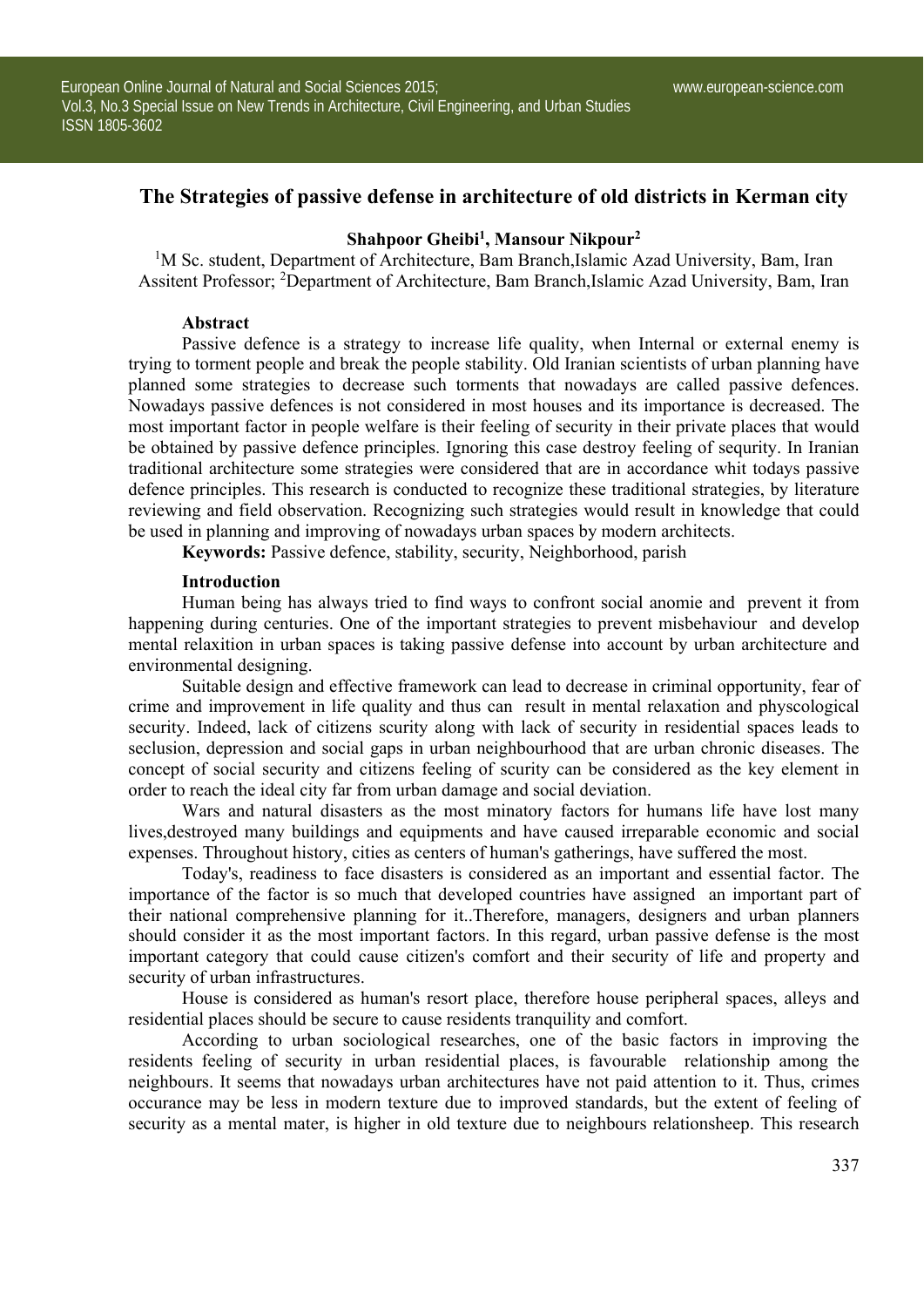# The Strategies of passive defense in architecture of old districts in Kerman city

**Shahpoor Gheibi[1], Mansour Nikpour[2]**

[1]M Sc. student, Department of Architecture, Bam Branch,Islamic Azad University, Bam, Iran
Assitent Professor; [2]Department of Architecture, Bam Branch,Islamic Azad University, Bam, Iran

**Abstract**

Passive defence is a strategy to increase life quality, when Internal or external enemy is trying to torment people and break the people stability. Old Iranian scientists of urban planning have planned some strategies to decrease such torments that nowadays are called passive defences. Nowadays passive defences is not considered in most houses and its importance is decreased. The most important factor in people welfare is their feeling of security in their private places that would be obtained by passive defence principles. Ignoring this case destroy feeling of sequrity. In Iranian traditional architecture some strategies were considered that are in accordance whit todays passive defence principles. This research is conducted to recognize these traditional strategies, by literature reviewing and field observation. Recognizing such strategies would result in knowledge that could be used in planning and improving of nowadays urban spaces by modern architects.

**Keywords:** Passive defence, stability, security, Neighborhood, parish

**Introduction**

Human being has always tried to find ways to confront social anomie and prevent it from happening during centuries. One of the important strategies to prevent misbehaviour and develop mental relaxition in urban spaces is taking passive defense into account by urban architecture and environmental designing.

Suitable design and effective framework can lead to decrease in criminal opportunity, fear of crime and improvement in life quality and thus can result in mental relaxation and physcological security. Indeed, lack of citizens scurity along with lack of security in residential spaces leads to seclusion, depression and social gaps in urban neighbourhood that are urban chronic diseases. The concept of social security and citizens feeling of scurity can be considered as the key element in order to reach the ideal city far from urban damage and social deviation.

Wars and natural disasters as the most minatory factors for humans life have lost many lives,destroyed many buildings and equipments and have caused irreparable economic and social expenses. Throughout history, cities as centers of human's gatherings, have suffered the most.

Today's, readiness to face disasters is considered as an important and essential factor. The importance of the factor is so much that developed countries have assigned an important part of their national comprehensive planning for it..Therefore, managers, designers and urban planners should consider it as the most important factors. In this regard, urban passive defense is the most important category that could cause citizen's comfort and their security of life and property and security of urban infrastructures.

House is considered as human's resort place, therefore house peripheral spaces, alleys and residential places should be secure to cause residents tranquility and comfort.

According to urban sociological researches, one of the basic factors in improving the residents feeling of security in urban residential places, is favourable relationship among the neighbours. It seems that nowadays urban architectures have not paid attention to it. Thus, crimes occurance may be less in modern texture due to improved standards, but the extent of feeling of security as a mental mater, is higher in old texture due to neighbours relationsheep. This research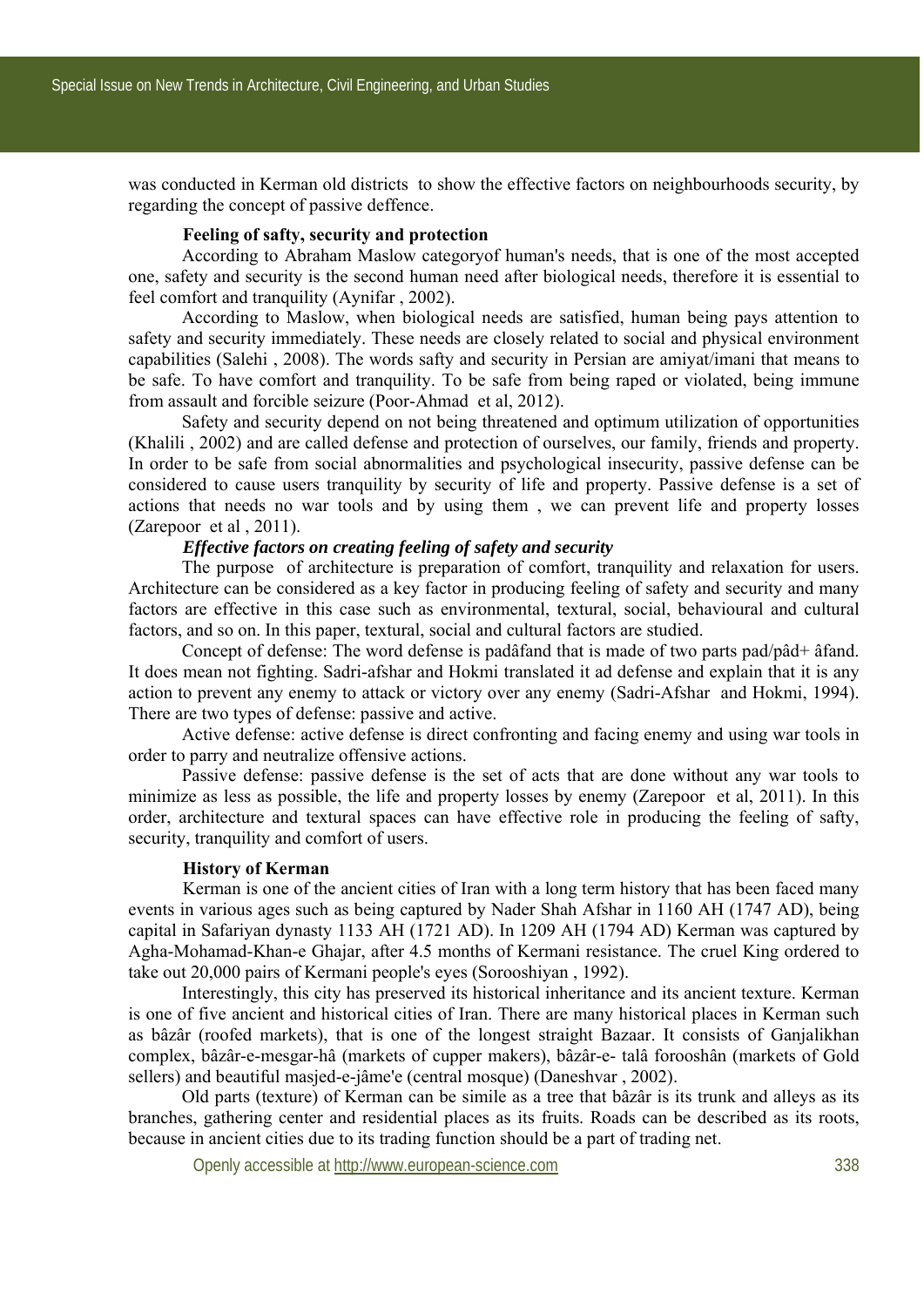was conducted in Kerman old districts to show the effective factors on neighbourhoods security, by regarding the concept of passive deffence.

### Feeling of safty, security and protection

According to Abraham Maslow categoryof human's needs, that is one of the most accepted one, safety and security is the second human need after biological needs, therefore it is essential to feel comfort and tranquility (Aynifar , 2002).

According to Maslow, when biological needs are satisfied, human being pays attention to safety and security immediately. These needs are closely related to social and physical environment capabilities (Salehi , 2008). The words safty and security in Persian are amiyat/imani that means to be safe. To have comfort and tranquility. To be safe from being raped or violated, being immune from assault and forcible seizure (Poor-Ahmad et al, 2012).

Safety and security depend on not being threatened and optimum utilization of opportunities (Khalili , 2002) and are called defense and protection of ourselves, our family, friends and property. In order to be safe from social abnormalities and psychological insecurity, passive defense can be considered to cause users tranquility by security of life and property. Passive defense is a set of actions that needs no war tools and by using them , we can prevent life and property losses (Zarepoor et al , 2011).

#### *Effective factors on creating feeling of safety and security*

The purpose of architecture is preparation of comfort, tranquility and relaxation for users. Architecture can be considered as a key factor in producing feeling of safety and security and many factors are effective in this case such as environmental, textural, social, behavioural and cultural factors, and so on. In this paper, textural, social and cultural factors are studied.

Concept of defense: The word defense is padâfand that is made of two parts pad/pâd+ âfand. It does mean not fighting. Sadri-afshar and Hokmi translated it ad defense and explain that it is any action to prevent any enemy to attack or victory over any enemy (Sadri-Afshar and Hokmi, 1994). There are two types of defense: passive and active.

Active defense: active defense is direct confronting and facing enemy and using war tools in order to parry and neutralize offensive actions.

Passive defense: passive defense is the set of acts that are done without any war tools to minimize as less as possible, the life and property losses by enemy (Zarepoor et al, 2011). In this order, architecture and textural spaces can have effective role in producing the feeling of safty, security, tranquility and comfort of users.

### History of Kerman

Kerman is one of the ancient cities of Iran with a long term history that has been faced many events in various ages such as being captured by Nader Shah Afshar in 1160 AH (1747 AD), being capital in Safariyan dynasty 1133 AH (1721 AD). In 1209 AH (1794 AD) Kerman was captured by Agha-Mohamad-Khan-e Ghajar, after 4.5 months of Kermani resistance. The cruel King ordered to take out 20,000 pairs of Kermani people's eyes (Sorooshiyan , 1992).

Interestingly, this city has preserved its historical inheritance and its ancient texture. Kerman is one of five ancient and historical cities of Iran. There are many historical places in Kerman such as bâzâr (roofed markets), that is one of the longest straight Bazaar. It consists of Ganjalikhan complex, bâzâr-e-mesgar-hâ (markets of cupper makers), bâzâr-e- talâ forooshân (markets of Gold sellers) and beautiful masjed-e-jâme'e (central mosque) (Daneshvar , 2002).

Old parts (texture) of Kerman can be simile as a tree that bâzâr is its trunk and alleys as its branches, gathering center and residential places as its fruits. Roads can be described as its roots, because in ancient cities due to its trading function should be a part of trading net.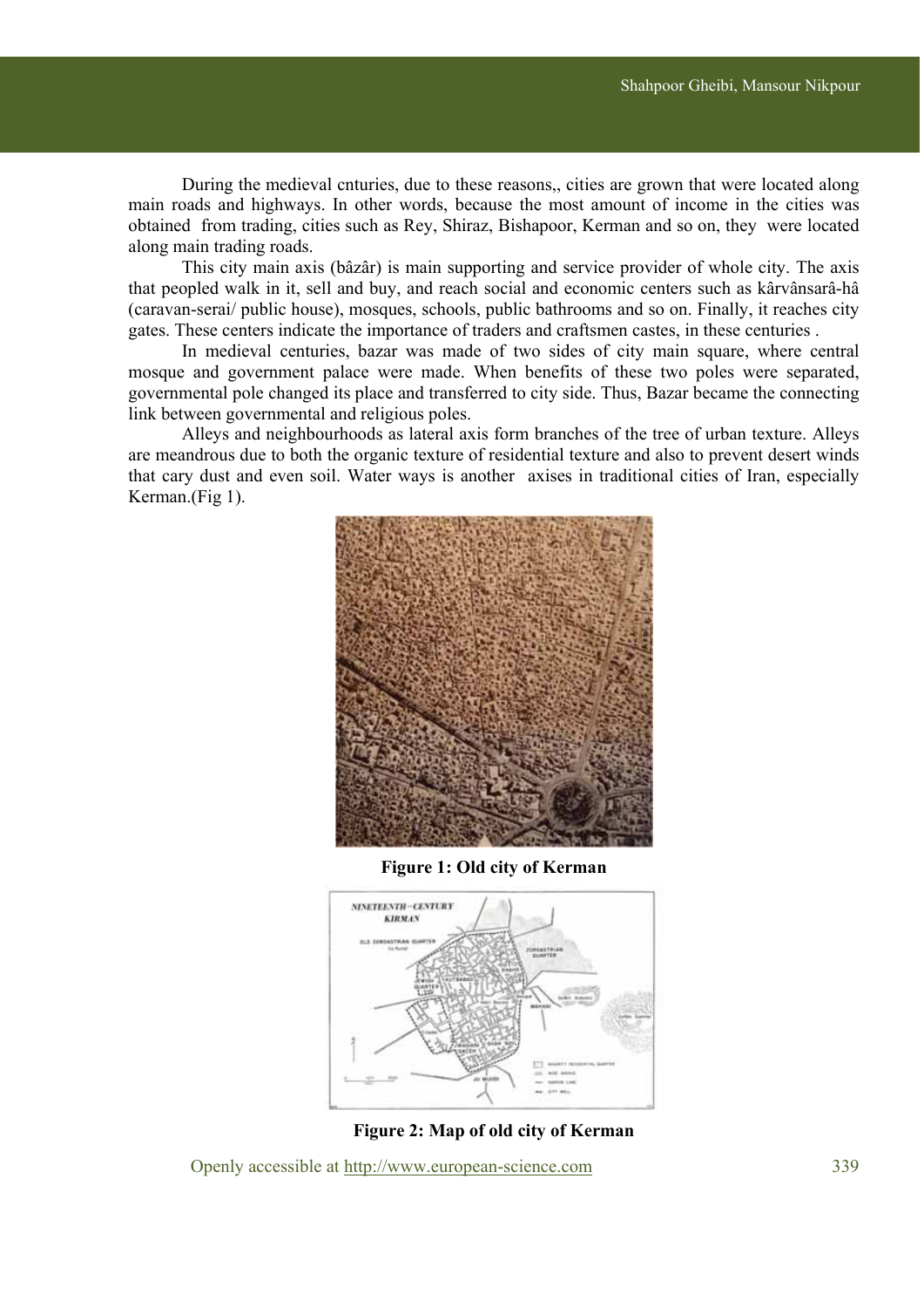During the medieval cnturies, due to these reasons,, cities are grown that were located along main roads and highways. In other words, because the most amount of income in the cities was obtained from trading, cities such as Rey, Shiraz, Bishapoor, Kerman and so on, they were located along main trading roads.

This city main axis (bâzâr) is main supporting and service provider of whole city. The axis that peopled walk in it, sell and buy, and reach social and economic centers such as kârvânsarâ-hâ (caravan-serai/ public house), mosques, schools, public bathrooms and so on. Finally, it reaches city gates. These centers indicate the importance of traders and craftsmen castes, in these centuries .

In medieval centuries, bazar was made of two sides of city main square, where central mosque and government palace were made. When benefits of these two poles were separated, governmental pole changed its place and transferred to city side. Thus, Bazar became the connecting link between governmental and religious poles.

Alleys and neighbourhoods as lateral axis form branches of the tree of urban texture. Alleys are meandrous due to both the organic texture of residential texture and also to prevent desert winds that cary dust and even soil. Water ways is another axises in traditional cities of Iran, especially Kerman.(Fig 1).

**Figure 1: Old city of Kerman**

**Figure 2: Map of old city of Kerman**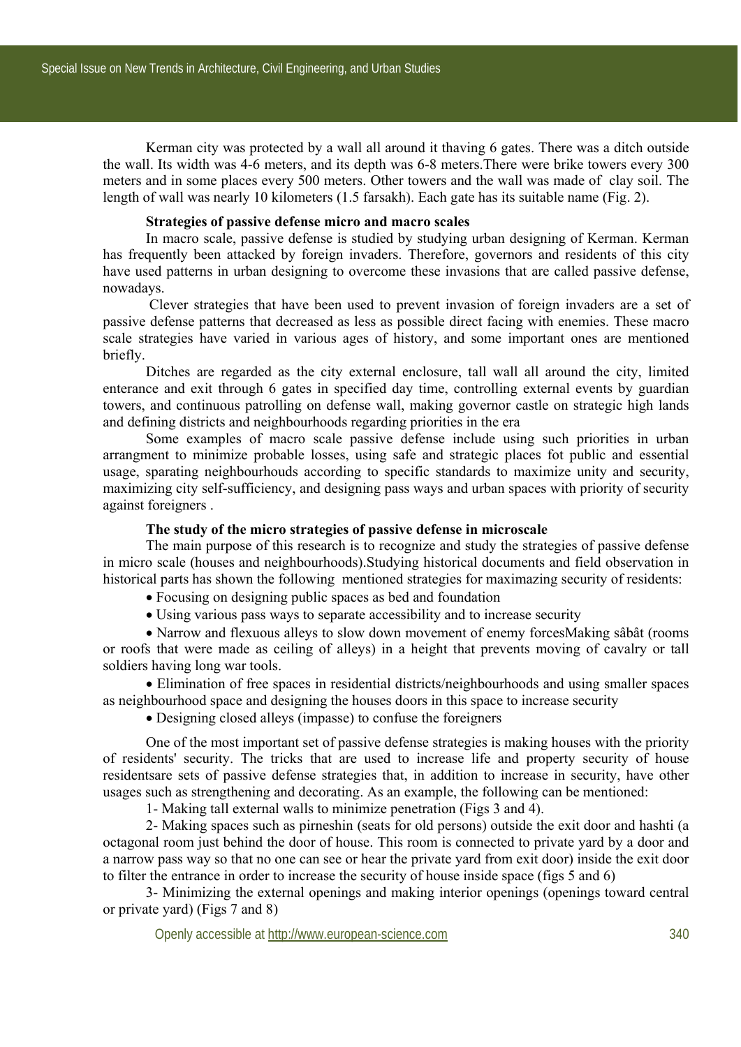Kerman city was protected by a wall all around it thaving 6 gates. There was a ditch outside the wall. Its width was 4-6 meters, and its depth was 6-8 meters.There were brike towers every 300 meters and in some places every 500 meters. Other towers and the wall was made of clay soil. The length of wall was nearly 10 kilometers (1.5 farsakh). Each gate has its suitable name (Fig. 2).

### Strategies of passive defense micro and macro scales

In macro scale, passive defense is studied by studying urban designing of Kerman. Kerman has frequently been attacked by foreign invaders. Therefore, governors and residents of this city have used patterns in urban designing to overcome these invasions that are called passive defense, nowadays.

Clever strategies that have been used to prevent invasion of foreign invaders are a set of passive defense patterns that decreased as less as possible direct facing with enemies. These macro scale strategies have varied in various ages of history, and some important ones are mentioned briefly.

Ditches are regarded as the city external enclosure, tall wall all around the city, limited enterance and exit through 6 gates in specified day time, controlling external events by guardian towers, and continuous patrolling on defense wall, making governor castle on strategic high lands and defining districts and neighbourhoods regarding priorities in the era

Some examples of macro scale passive defense include using such priorities in urban arrangment to minimize probable losses, using safe and strategic places fot public and essential usage, sparating neighbourhouds according to specific standards to maximize unity and security, maximizing city self-sufficiency, and designing pass ways and urban spaces with priority of security against foreigners .

### The study of the micro strategies of passive defense in microscale

The main purpose of this research is to recognize and study the strategies of passive defense in micro scale (houses and neighbourhoods).Studying historical documents and field observation in historical parts has shown the following mentioned strategies for maximazing security of residents:

- Focusing on designing public spaces as bed and foundation
- Using various pass ways to separate accessibility and to increase security
- Narrow and flexuous alleys to slow down movement of enemy forcesMaking sâbât (rooms or roofs that were made as ceiling of alleys) in a height that prevents moving of cavalry or tall soldiers having long war tools.
- Elimination of free spaces in residential districts/neighbourhoods and using smaller spaces as neighbourhood space and designing the houses doors in this space to increase security
- Designing closed alleys (impasse) to confuse the foreigners

One of the most important set of passive defense strategies is making houses with the priority of residents' security. The tricks that are used to increase life and property security of house residentsare sets of passive defense strategies that, in addition to increase in security, have other usages such as strengthening and decorating. As an example, the following can be mentioned:

1- Making tall external walls to minimize penetration (Figs 3 and 4).

2- Making spaces such as pirneshin (seats for old persons) outside the exit door and hashti (a octagonal room just behind the door of house. This room is connected to private yard by a door and a narrow pass way so that no one can see or hear the private yard from exit door) inside the exit door to filter the entrance in order to increase the security of house inside space (figs 5 and 6)

3- Minimizing the external openings and making interior openings (openings toward central or private yard) (Figs 7 and 8)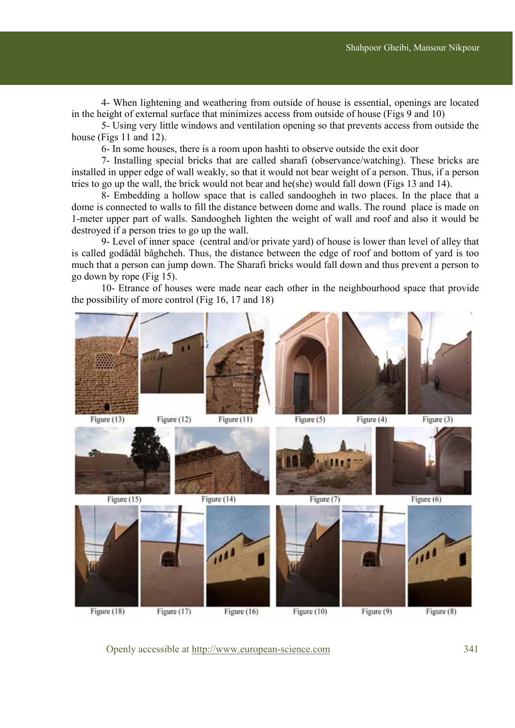4- When lightening and weathering from outside of house is essential, openings are located in the height of external surface that minimizes access from outside of house (Figs 9 and 10)

5- Using very little windows and ventilation opening so that prevents access from outside the house (Figs 11 and 12).

6- In some houses, there is a room upon hashti to observe outside the exit door

7- Installing special bricks that are called sharafi (observance/watching). These bricks are installed in upper edge of wall weakly, so that it would not bear weight of a person. Thus, if a person tries to go up the wall, the brick would not bear and he(she) would fall down (Figs 13 and 14).

8- Embedding a hollow space that is called sandoogheh in two places. In the place that a dome is connected to walls to fill the distance between dome and walls. The round place is made on 1-meter upper part of walls. Sandoogheh lighten the weight of wall and roof and also it would be destroyed if a person tries to go up the wall.

9- Level of inner space (central and/or private yard) of house is lower than level of alley that is called godâdâl bâghcheh. Thus, the distance between the edge of roof and bottom of yard is too much that a person can jump down. The Sharafi bricks would fall down and thus prevent a person to go down by rope (Fig 15).

10- Etrance of houses were made near each other in the neighbourhood space that provide the possibility of more control (Fig 16, 17 and 18)

Figure (13) Figure (12) Figure (11) Figure (5) Figure (4) Figure (3)

Figure (15) Figure (14) Figure (7) Figure (6)

Figure (18) Figure (17) Figure (16) Figure (10) Figure (9) Figure (8)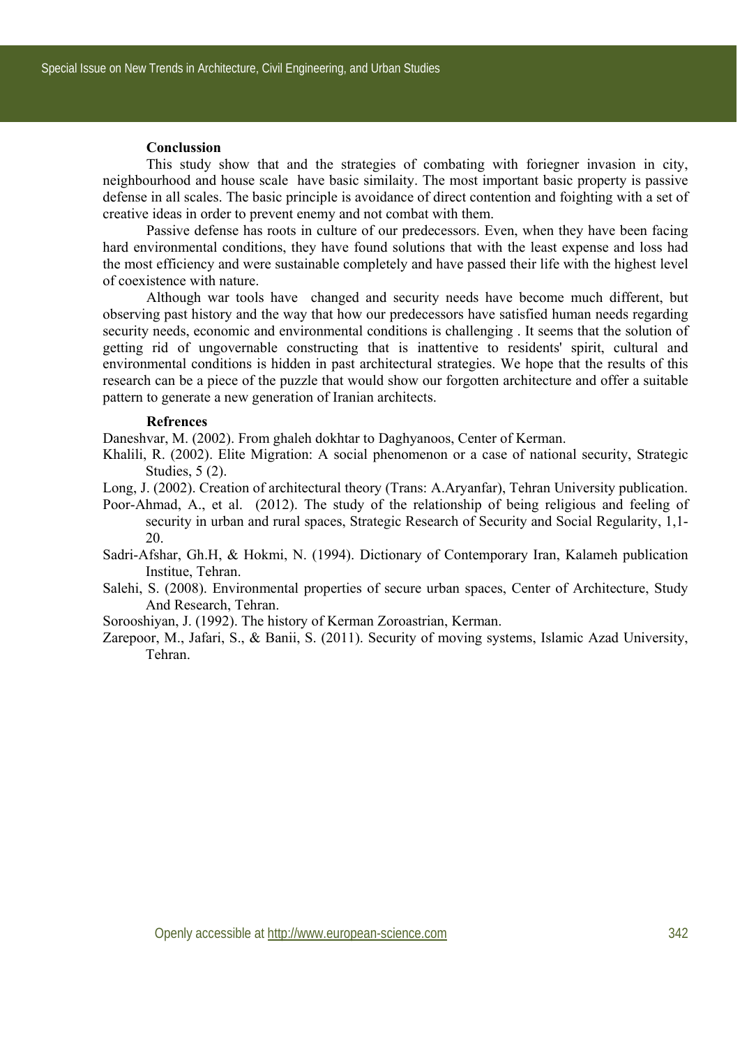**Conclussion**

This study show that and the strategies of combating with foriegner invasion in city, neighbourhood and house scale have basic similaity. The most important basic property is passive defense in all scales. The basic principle is avoidance of direct contention and foighting with a set of creative ideas in order to prevent enemy and not combat with them.

Passive defense has roots in culture of our predecessors. Even, when they have been facing hard environmental conditions, they have found solutions that with the least expense and loss had the most efficiency and were sustainable completely and have passed their life with the highest level of coexistence with nature.

Although war tools have changed and security needs have become much different, but observing past history and the way that how our predecessors have satisfied human needs regarding security needs, economic and environmental conditions is challenging . It seems that the solution of getting rid of ungovernable constructing that is inattentive to residents' spirit, cultural and environmental conditions is hidden in past architectural strategies. We hope that the results of this research can be a piece of the puzzle that would show our forgotten architecture and offer a suitable pattern to generate a new generation of Iranian architects.

**Refrences**

Daneshvar, M. (2002). From ghaleh dokhtar to Daghyanoos, Center of Kerman.

Khalili, R. (2002). Elite Migration: A social phenomenon or a case of national security, Strategic Studies, 5 (2).

Long, J. (2002). Creation of architectural theory (Trans: A.Aryanfar), Tehran University publication.

Poor-Ahmad, A., et al. (2012). The study of the relationship of being religious and feeling of security in urban and rural spaces, Strategic Research of Security and Social Regularity, 1,1-20.

Sadri-Afshar, Gh.H, & Hokmi, N. (1994). Dictionary of Contemporary Iran, Kalameh publication Institue, Tehran.

Salehi, S. (2008). Environmental properties of secure urban spaces, Center of Architecture, Study And Research, Tehran.

Sorooshiyan, J. (1992). The history of Kerman Zoroastrian, Kerman.

Zarepoor, M., Jafari, S., & Banii, S. (2011). Security of moving systems, Islamic Azad University, Tehran.